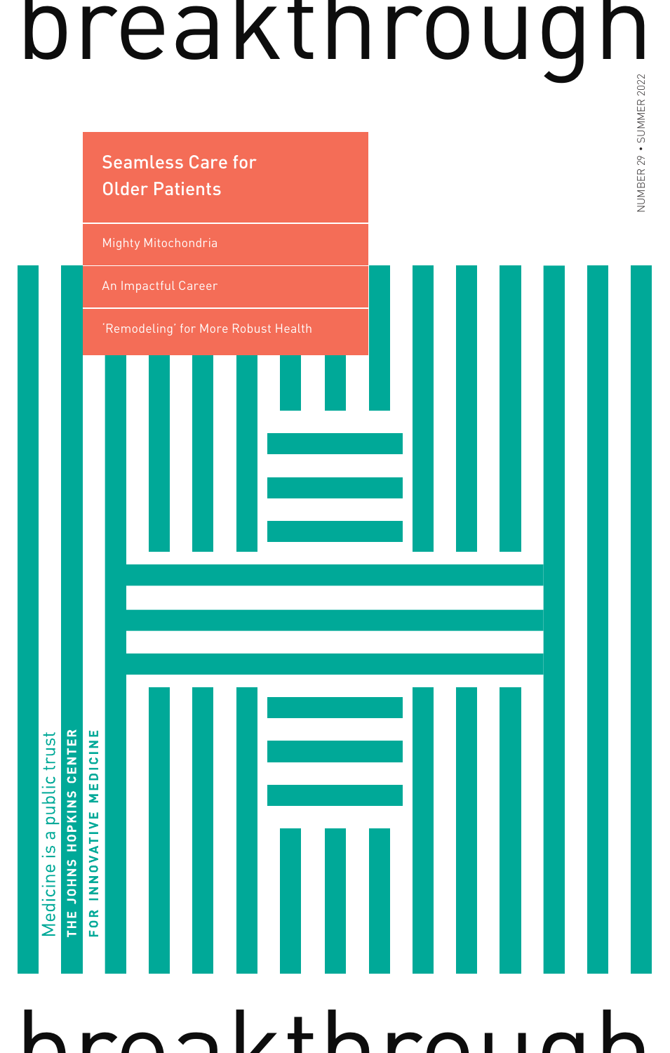# breakthrough

NUMBER 29 • SUMMER 2022

## Seamless Care for Older Patients

Mighty Mitochondria

An Impactful Career

'Remodeling' for More Robust Health

Medicine is a public trust

**THE JOHNS HOPKINS CENTER FOR INNOVATIVE MEDICINE**

breakthrough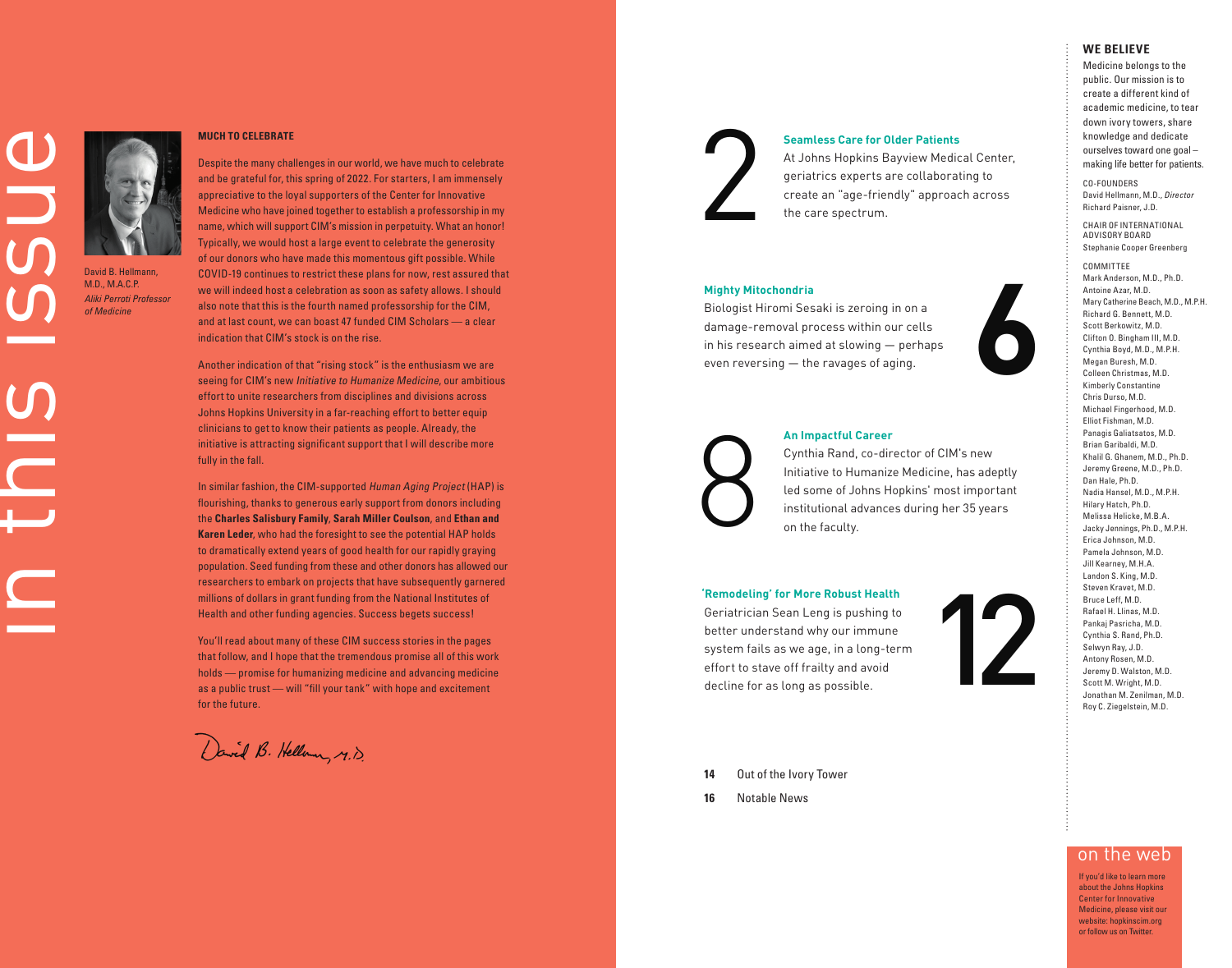# in this issue

David B. Hellmann, M.D., M.A.C.P.
*Aliki Perroti Professor of Medicine*

**MUCH TO CELEBRATE**

Despite the many challenges in our world, we have much to celebrate and be grateful for, this spring of 2022. For starters, I am immensely appreciative to the loyal supporters of the Center for Innovative Medicine who have joined together to establish a professorship in my name, which will support CIM's mission in perpetuity. What an honor! Typically, we would host a large event to celebrate the generosity of our donors who have made this momentous gift possible. While COVID-19 continues to restrict these plans for now, rest assured that we will indeed host a celebration as soon as safety allows. I should also note that this is the fourth named professorship for the CIM, and at last count, we can boast 47 funded CIM Scholars — a clear indication that CIM's stock is on the rise.

Another indication of that "rising stock" is the enthusiasm we are seeing for CIM's new *Initiative to Humanize Medicine*, our ambitious effort to unite researchers from disciplines and divisions across Johns Hopkins University in a far-reaching effort to better equip clinicians to get to know their patients as people. Already, the initiative is attracting significant support that I will describe more fully in the fall.

In similar fashion, the CIM-supported *Human Aging Project* (HAP) is flourishing, thanks to generous early support from donors including the **Charles Salisbury Family**, **Sarah Miller Coulson**, and **Ethan and Karen Leder**, who had the foresight to see the potential HAP holds to dramatically extend years of good health for our rapidly graying population. Seed funding from these and other donors has allowed our researchers to embark on projects that have subsequently garnered millions of dollars in grant funding from the National Institutes of Health and other funding agencies. Success begets success!

You'll read about many of these CIM success stories in the pages that follow, and I hope that the tremendous promise all of this work holds — promise for humanizing medicine and advancing medicine as a public trust — will "fill your tank" with hope and excitement for the future.

David B. Hellmann, M.D.

**2** — **Seamless Care for Older Patients**
At Johns Hopkins Bayview Medical Center, geriatrics experts are collaborating to create an "age-friendly" approach across the care spectrum.

**6** — **Mighty Mitochondria**
Biologist Hiromi Sesaki is zeroing in on a damage-removal process within our cells in his research aimed at slowing — perhaps even reversing — the ravages of aging.

**8** — **An Impactful Career**
Cynthia Rand, co-director of CIM's new Initiative to Humanize Medicine, has adeptly led some of Johns Hopkins' most important institutional advances during her 35 years on the faculty.

**12** — **'Remodeling' for More Robust Health**
Geriatrician Sean Leng is pushing to better understand why our immune system fails as we age, in a long-term effort to stave off frailty and avoid decline for as long as possible.

**14** Out of the Ivory Tower

**16** Notable News

## WE BELIEVE

Medicine belongs to the public. Our mission is to create a different kind of academic medicine, to tear down ivory towers, share knowledge and dedicate ourselves toward one goal – making life better for patients.

CO-FOUNDERS
David Hellmann, M.D., *Director*
Richard Paisner, J.D.

CHAIR OF INTERNATIONAL ADVISORY BOARD
Stephanie Cooper Greenberg

COMMITTEE
Mark Anderson, M.D., Ph.D.
Antoine Azar, M.D.
Mary Catherine Beach, M.D., M.P.H.
Richard G. Bennett, M.D.
Scott Berkowitz, M.D.
Clifton O. Bingham III, M.D.
Cynthia Boyd, M.D., M.P.H.
Megan Buresh, M.D.
Colleen Christmas, M.D.
Kimberly Constantine
Chris Durso, M.D.
Michael Fingerhood, M.D.
Elliot Fishman, M.D.
Panagis Galiatsatos, M.D.
Brian Garibaldi, M.D.
Khalil G. Ghanem, M.D., Ph.D.
Jeremy Greene, M.D., Ph.D.
Dan Hale, Ph.D.
Nadia Hansel, M.D., M.P.H.
Hilary Hatch, Ph.D.
Melissa Helicke, M.B.A.
Jacky Jennings, Ph.D., M.P.H.
Erica Johnson, M.D.
Pamela Johnson, M.D.
Jill Kearney, M.H.A.
Landon S. King, M.D.
Steven Kravet, M.D.
Bruce Leff, M.D.
Rafael H. Llinas, M.D.
Pankaj Pasricha, M.D.
Cynthia S. Rand, Ph.D.
Selwyn Ray, J.D.
Antony Rosen, M.D.
Jeremy D. Walston, M.D.
Scott M. Wright, M.D.
Jonathan M. Zenilman, M.D.
Roy C. Ziegelstein, M.D.

## on the web

If you'd like to learn more about the Johns Hopkins Center for Innovative Medicine, please visit our website: hopkinscim.org or follow us on Twitter.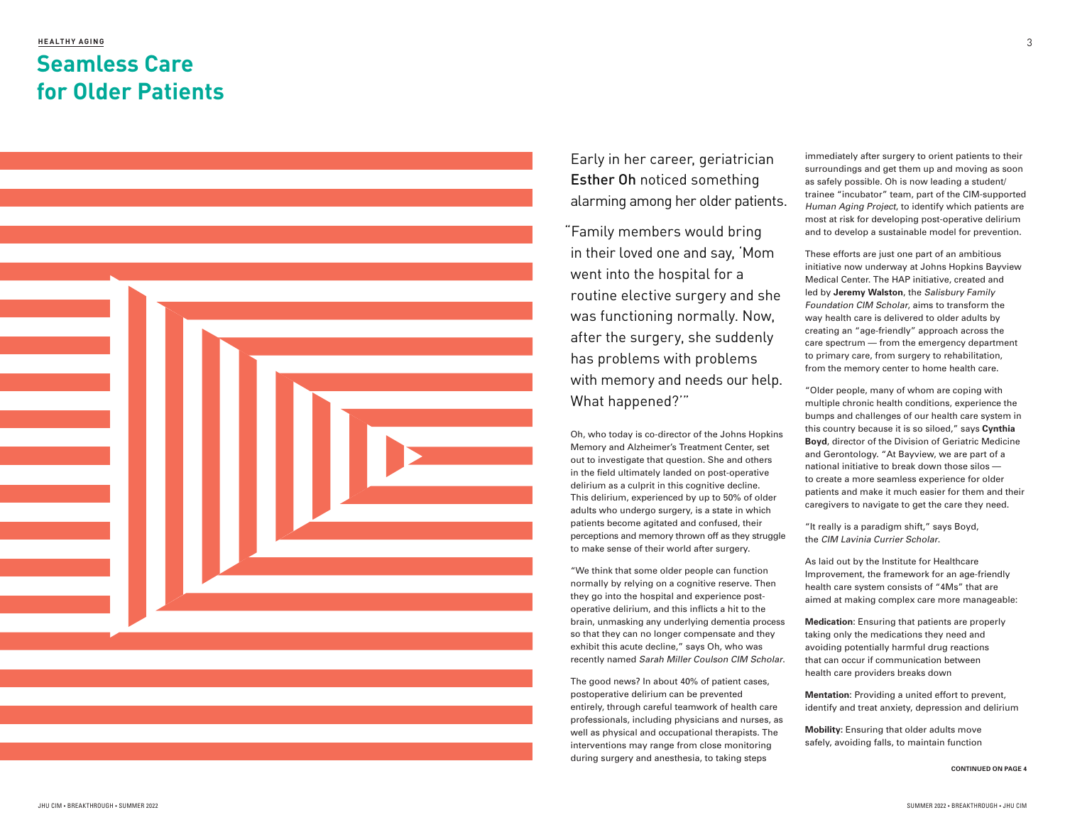HEALTHY AGING

# Seamless Care for Older Patients

Early in her career, geriatrician **Esther Oh** noticed something alarming among her older patients.

"Family members would bring in their loved one and say, 'Mom went into the hospital for a routine elective surgery and she was functioning normally. Now, after the surgery, she suddenly has problems with problems with memory and needs our help. What happened?'"

Oh, who today is co-director of the Johns Hopkins Memory and Alzheimer's Treatment Center, set out to investigate that question. She and others in the field ultimately landed on post-operative delirium as a culprit in this cognitive decline. This delirium, experienced by up to 50% of older adults who undergo surgery, is a state in which patients become agitated and confused, their perceptions and memory thrown off as they struggle to make sense of their world after surgery.

"We think that some older people can function normally by relying on a cognitive reserve. Then they go into the hospital and experience post-operative delirium, and this inflicts a hit to the brain, unmasking any underlying dementia process so that they can no longer compensate and they exhibit this acute decline," says Oh, who was recently named *Sarah Miller Coulson CIM Scholar*.

The good news? In about 40% of patient cases, postoperative delirium can be prevented entirely, through careful teamwork of health care professionals, including physicians and nurses, as well as physical and occupational therapists. The interventions may range from close monitoring during surgery and anesthesia, to taking steps immediately after surgery to orient patients to their surroundings and get them up and moving as soon as safely possible. Oh is now leading a student/trainee "incubator" team, part of the CIM-supported *Human Aging Project*, to identify which patients are most at risk for developing post-operative delirium and to develop a sustainable model for prevention.

These efforts are just one part of an ambitious initiative now underway at Johns Hopkins Bayview Medical Center. The HAP initiative, created and led by **Jeremy Walston**, the *Salisbury Family Foundation CIM Scholar*, aims to transform the way health care is delivered to older adults by creating an "age-friendly" approach across the care spectrum — from the emergency department to primary care, from surgery to rehabilitation, from the memory center to home health care.

"Older people, many of whom are coping with multiple chronic health conditions, experience the bumps and challenges of our health care system in this country because it is so siloed," says **Cynthia Boyd**, director of the Division of Geriatric Medicine and Gerontology. "At Bayview, we are part of a national initiative to break down those silos — to create a more seamless experience for older patients and make it much easier for them and their caregivers to navigate to get the care they need.

"It really is a paradigm shift," says Boyd, the *CIM Lavinia Currier Scholar*.

As laid out by the Institute for Healthcare Improvement, the framework for an age-friendly health care system consists of "4Ms" that are aimed at making complex care more manageable:

**Medication**: Ensuring that patients are properly taking only the medications they need and avoiding potentially harmful drug reactions that can occur if communication between health care providers breaks down

**Mentation**: Providing a united effort to prevent, identify and treat anxiety, depression and delirium

**Mobility**: Ensuring that older adults move safely, avoiding falls, to maintain function

CONTINUED ON PAGE 4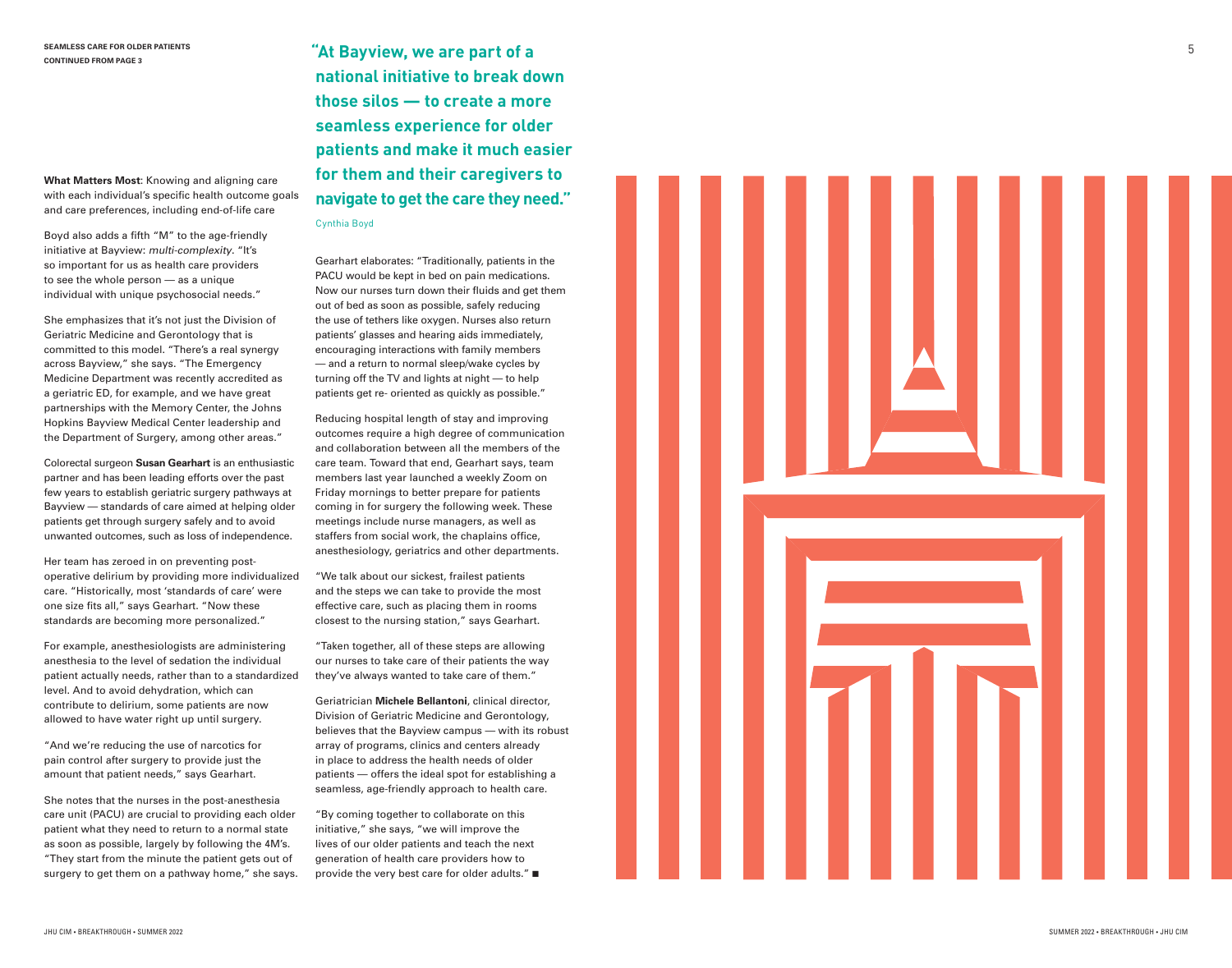SEAMLESS CARE FOR OLDER PATIENTS
CONTINUED FROM PAGE 3

**What Matters Most**: Knowing and aligning care with each individual's specific health outcome goals and care preferences, including end-of-life care

Boyd also adds a fifth "M" to the age-friendly initiative at Bayview: *multi-complexity*. "It's so important for us as health care providers to see the whole person — as a unique individual with unique psychosocial needs."

She emphasizes that it's not just the Division of Geriatric Medicine and Gerontology that is committed to this model. "There's a real synergy across Bayview," she says. "The Emergency Medicine Department was recently accredited as a geriatric ED, for example, and we have great partnerships with the Memory Center, the Johns Hopkins Bayview Medical Center leadership and the Department of Surgery, among other areas."

Colorectal surgeon **Susan Gearhart** is an enthusiastic partner and has been leading efforts over the past few years to establish geriatric surgery pathways at Bayview — standards of care aimed at helping older patients get through surgery safely and to avoid unwanted outcomes, such as loss of independence.

Her team has zeroed in on preventing post-operative delirium by providing more individualized care. "Historically, most 'standards of care' were one size fits all," says Gearhart. "Now these standards are becoming more personalized."

For example, anesthesiologists are administering anesthesia to the level of sedation the individual patient actually needs, rather than to a standardized level. And to avoid dehydration, which can contribute to delirium, some patients are now allowed to have water right up until surgery.

"And we're reducing the use of narcotics for pain control after surgery to provide just the amount that patient needs," says Gearhart.

She notes that the nurses in the post-anesthesia care unit (PACU) are crucial to providing each older patient what they need to return to a normal state as soon as possible, largely by following the 4M's. "They start from the minute the patient gets out of surgery to get them on a pathway home," she says.

**"At Bayview, we are part of a national initiative to break down those silos — to create a more seamless experience for older patients and make it much easier for them and their caregivers to navigate to get the care they need."**

Cynthia Boyd

Gearhart elaborates: "Traditionally, patients in the PACU would be kept in bed on pain medications. Now our nurses turn down their fluids and get them out of bed as soon as possible, safely reducing the use of tethers like oxygen. Nurses also return patients' glasses and hearing aids immediately, encouraging interactions with family members — and a return to normal sleep/wake cycles by turning off the TV and lights at night — to help patients get re- oriented as quickly as possible."

Reducing hospital length of stay and improving outcomes require a high degree of communication and collaboration between all the members of the care team. Toward that end, Gearhart says, team members last year launched a weekly Zoom on Friday mornings to better prepare for patients coming in for surgery the following week. These meetings include nurse managers, as well as staffers from social work, the chaplains office, anesthesiology, geriatrics and other departments.

"We talk about our sickest, frailest patients and the steps we can take to provide the most effective care, such as placing them in rooms closest to the nursing station," says Gearhart.

"Taken together, all of these steps are allowing our nurses to take care of their patients the way they've always wanted to take care of them."

Geriatrician **Michele Bellantoni**, clinical director, Division of Geriatric Medicine and Gerontology, believes that the Bayview campus — with its robust array of programs, clinics and centers already in place to address the health needs of older patients — offers the ideal spot for establishing a seamless, age-friendly approach to health care.

"By coming together to collaborate on this initiative," she says, "we will improve the lives of our older patients and teach the next generation of health care providers how to provide the very best care for older adults." ■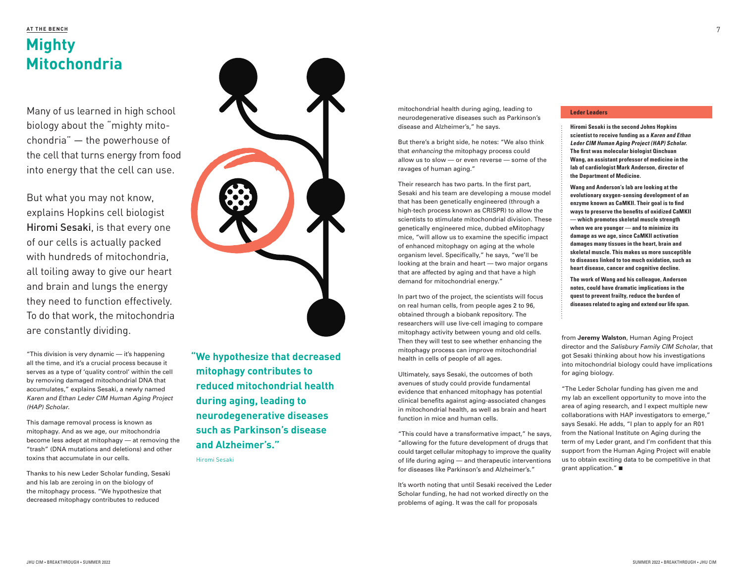AT THE BENCH

# Mighty Mitochondria

Many of us learned in high school biology about the "mighty mitochondria" — the powerhouse of the cell that turns energy from food into energy that the cell can use.

But what you may not know, explains Hopkins cell biologist Hiromi Sesaki, is that every one of our cells is actually packed with hundreds of mitochondria, all toiling away to give our heart and brain and lungs the energy they need to function effectively. To do that work, the mitochondria are constantly dividing.

"This division is very dynamic — it's happening all the time, and it's a crucial process because it serves as a type of 'quality control' within the cell by removing damaged mitochondrial DNA that accumulates," explains Sesaki, a newly named *Karen and Ethan Leder CIM Human Aging Project (HAP) Scholar.*

This damage removal process is known as mitophagy. And as we age, our mitochondria become less adept at mitophagy — at removing the "trash" (DNA mutations and deletions) and other toxins that accumulate in our cells.

Thanks to his new Leder Scholar funding, Sesaki and his lab are zeroing in on the biology of the mitophagy process. "We hypothesize that decreased mitophagy contributes to reduced mitochondrial health during aging, leading to neurodegenerative diseases such as Parkinson's disease and Alzheimer's," he says.

> **"We hypothesize that decreased mitophagy contributes to reduced mitochondrial health during aging, leading to neurodegenerative diseases such as Parkinson's disease and Alzheimer's."**
>
> Hiromi Sesaki

But there's a bright side, he notes: "We also think that *enhancing* the mitophagy process could allow us to slow — or even reverse — some of the ravages of human aging."

Their research has two parts. In the first part, Sesaki and his team are developing a mouse model that has been genetically engineered (through a high-tech process known as CRISPR) to allow the scientists to stimulate mitochondrial division. These genetically engineered mice, dubbed eMitophagy mice, "will allow us to examine the specific impact of enhanced mitophagy on aging at the whole organism level. Specifically," he says, "we'll be looking at the brain and heart — two major organs that are affected by aging and that have a high demand for mitochondrial energy."

In part two of the project, the scientists will focus on real human cells, from people ages 2 to 96, obtained through a biobank repository. The researchers will use live-cell imaging to compare mitophagy activity between young and old cells. Then they will test to see whether enhancing the mitophagy process can improve mitochondrial health in cells of people of all ages.

Ultimately, says Sesaki, the outcomes of both avenues of study could provide fundamental evidence that enhanced mitophagy has potential clinical benefits against aging-associated changes in mitochondrial health, as well as brain and heart function in mice and human cells.

"This could have a transformative impact," he says, "allowing for the future development of drugs that could target cellular mitophagy to improve the quality of life during aging — and therapeutic interventions for diseases like Parkinson's and Alzheimer's."

It's worth noting that until Sesaki received the Leder Scholar funding, he had not worked directly on the problems of aging. It was the call for proposals from **Jeremy Walston**, Human Aging Project director and the *Salisbury Family CIM Scholar*, that got Sesaki thinking about how his investigations into mitochondrial biology could have implications for aging biology.

"The Leder Scholar funding has given me and my lab an excellent opportunity to move into the area of aging research, and I expect multiple new collaborations with HAP investigators to emerge," says Sesaki. He adds, "I plan to apply for an R01 from the National Institute on Aging during the term of my Leder grant, and I'm confident that this support from the Human Aging Project will enable us to obtain exciting data to be competitive in that grant application." ■

### Leder Leaders

**Hiromi Sesaki is the second Johns Hopkins scientist to receive funding as a *Karen and Ethan Leder CIM Human Aging Project (HAP) Scholar*. The first was molecular biologist Qinchuan Wang, an assistant professor of medicine in the lab of cardiologist Mark Anderson, director of the Department of Medicine.**

**Wang and Anderson's lab are looking at the evolutionary oxygen-sensing development of an enzyme known as CaMKII. Their goal is to find ways to preserve the benefits of oxidized CaMKII — which promotes skeletal muscle strength when we are younger — and to minimize its damage as we age, since CaMKII activation damages many tissues in the heart, brain and skeletal muscle. This makes us more susceptible to diseases linked to too much oxidation, such as heart disease, cancer and cognitive decline.**

**The work of Wang and his colleague, Anderson notes, could have dramatic implications in the quest to prevent frailty, reduce the burden of diseases related to aging and extend our life span.**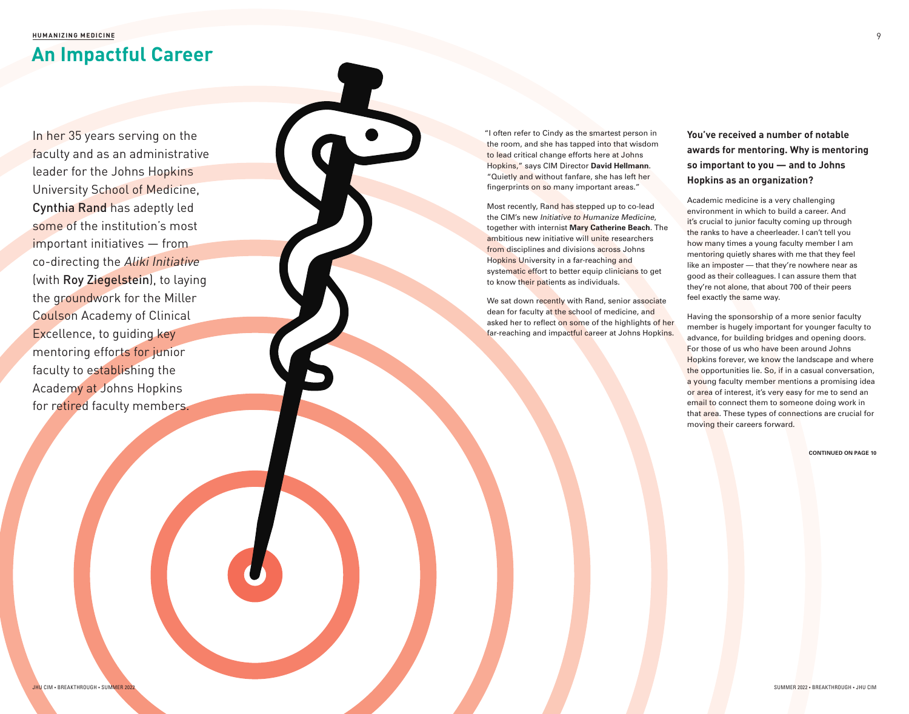HUMANIZING MEDICINE

# An Impactful Career

In her 35 years serving on the faculty and as an administrative leader for the Johns Hopkins University School of Medicine, Cynthia Rand has adeptly led some of the institution's most important initiatives — from co-directing the *Aliki Initiative* (with Roy Ziegelstein), to laying the groundwork for the Miller Coulson Academy of Clinical Excellence, to guiding key mentoring efforts for junior faculty to establishing the Academy at Johns Hopkins for retired faculty members.

"I often refer to Cindy as the smartest person in the room, and she has tapped into that wisdom to lead critical change efforts here at Johns Hopkins," says CIM Director **David Hellmann**. "Quietly and without fanfare, she has left her fingerprints on so many important areas."

Most recently, Rand has stepped up to co-lead the CIM's new *Initiative to Humanize Medicine*, together with internist **Mary Catherine Beach**. The ambitious new initiative will unite researchers from disciplines and divisions across Johns Hopkins University in a far-reaching and systematic effort to better equip clinicians to get to know their patients as individuals.

We sat down recently with Rand, senior associate dean for faculty at the school of medicine, and asked her to reflect on some of the highlights of her far-reaching and impactful career at Johns Hopkins.

**You've received a number of notable awards for mentoring. Why is mentoring so important to you — and to Johns Hopkins as an organization?**

Academic medicine is a very challenging environment in which to build a career. And it's crucial to junior faculty coming up through the ranks to have a cheerleader. I can't tell you how many times a young faculty member I am mentoring quietly shares with me that they feel like an imposter — that they're nowhere near as good as their colleagues. I can assure them that they're not alone, that about 700 of their peers feel exactly the same way.

Having the sponsorship of a more senior faculty member is hugely important for younger faculty to advance, for building bridges and opening doors. For those of us who have been around Johns Hopkins forever, we know the landscape and where the opportunities lie. So, if in a casual conversation, a young faculty member mentions a promising idea or area of interest, it's very easy for me to send an email to connect them to someone doing work in that area. These types of connections are crucial for moving their careers forward.

**CONTINUED ON PAGE 10**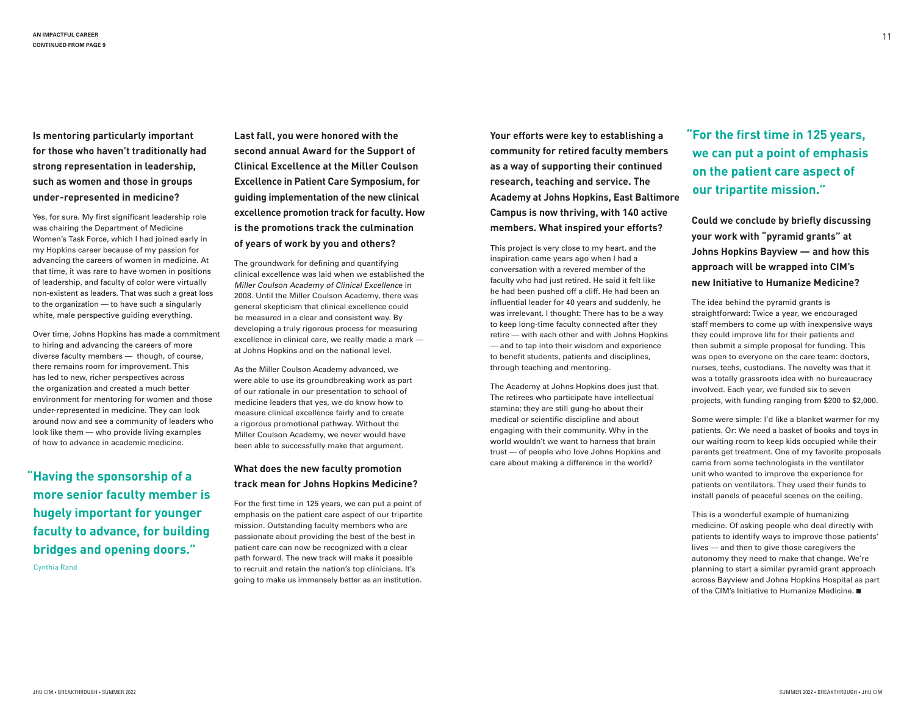**AN IMPACTFUL CAREER**
**CONTINUED FROM PAGE 9**

**Is mentoring particularly important for those who haven't traditionally had strong representation in leadership, such as women and those in groups under-represented in medicine?**

Yes, for sure. My first significant leadership role was chairing the Department of Medicine Women's Task Force, which I had joined early in my Hopkins career because of my passion for advancing the careers of women in medicine. At that time, it was rare to have women in positions of leadership, and faculty of color were virtually non-existent as leaders. That was such a great loss to the organization — to have such a singularly white, male perspective guiding everything.

Over time, Johns Hopkins has made a commitment to hiring and advancing the careers of more diverse faculty members — though, of course, there remains room for improvement. This has led to new, richer perspectives across the organization and created a much better environment for mentoring for women and those under-represented in medicine. They can look around now and see a community of leaders who look like them — who provide living examples of how to advance in academic medicine.

> **"Having the sponsorship of a more senior faculty member is hugely important for younger faculty to advance, for building bridges and opening doors."**
>
> Cynthia Rand

**Last fall, you were honored with the second annual Award for the Support of Clinical Excellence at the Miller Coulson Excellence in Patient Care Symposium, for guiding implementation of the new clinical excellence promotion track for faculty. How is the promotions track the culmination of years of work by you and others?**

The groundwork for defining and quantifying clinical excellence was laid when we established the *Miller Coulson Academy of Clinical Excellence* in 2008. Until the Miller Coulson Academy, there was general skepticism that clinical excellence could be measured in a clear and consistent way. By developing a truly rigorous process for measuring excellence in clinical care, we really made a mark — at Johns Hopkins and on the national level.

As the Miller Coulson Academy advanced, we were able to use its groundbreaking work as part of our rationale in our presentation to school of medicine leaders that yes, we do know how to measure clinical excellence fairly and to create a rigorous promotional pathway. Without the Miller Coulson Academy, we never would have been able to successfully make that argument.

**What does the new faculty promotion track mean for Johns Hopkins Medicine?**

For the first time in 125 years, we can put a point of emphasis on the patient care aspect of our tripartite mission. Outstanding faculty members who are passionate about providing the best of the best in patient care can now be recognized with a clear path forward. The new track will make it possible to recruit and retain the nation's top clinicians. It's going to make us immensely better as an institution.

**Your efforts were key to establishing a community for retired faculty members as a way of supporting their continued research, teaching and service. The Academy at Johns Hopkins, East Baltimore Campus is now thriving, with 140 active members. What inspired your efforts?**

This project is very close to my heart, and the inspiration came years ago when I had a conversation with a revered member of the faculty who had just retired. He said it felt like he had been pushed off a cliff. He had been an influential leader for 40 years and suddenly, he was irrelevant. I thought: There has to be a way to keep long-time faculty connected after they retire — with each other and with Johns Hopkins — and to tap into their wisdom and experience to benefit students, patients and disciplines, through teaching and mentoring.

The Academy at Johns Hopkins does just that. The retirees who participate have intellectual stamina; they are still gung-ho about their medical or scientific discipline and about engaging with their community. Why in the world wouldn't we want to harness that brain trust — of people who love Johns Hopkins and care about making a difference in the world?

> **"For the first time in 125 years, we can put a point of emphasis on the patient care aspect of our tripartite mission."**

**Could we conclude by briefly discussing your work with "pyramid grants" at Johns Hopkins Bayview — and how this approach will be wrapped into CIM's new Initiative to Humanize Medicine?**

The idea behind the pyramid grants is straightforward: Twice a year, we encouraged staff members to come up with inexpensive ways they could improve life for their patients and then submit a simple proposal for funding. This was open to everyone on the care team: doctors, nurses, techs, custodians. The novelty was that it was a totally grassroots idea with no bureaucracy involved. Each year, we funded six to seven projects, with funding ranging from $200 to $2,000.

Some were simple: I'd like a blanket warmer for my patients. Or: We need a basket of books and toys in our waiting room to keep kids occupied while their parents get treatment. One of my favorite proposals came from some technologists in the ventilator unit who wanted to improve the experience for patients on ventilators. They used their funds to install panels of peaceful scenes on the ceiling.

This is a wonderful example of humanizing medicine. Of asking people who deal directly with patients to identify ways to improve those patients' lives — and then to give those caregivers the autonomy they need to make that change. We're planning to start a similar pyramid grant approach across Bayview and Johns Hopkins Hospital as part of the CIM's Initiative to Humanize Medicine. ■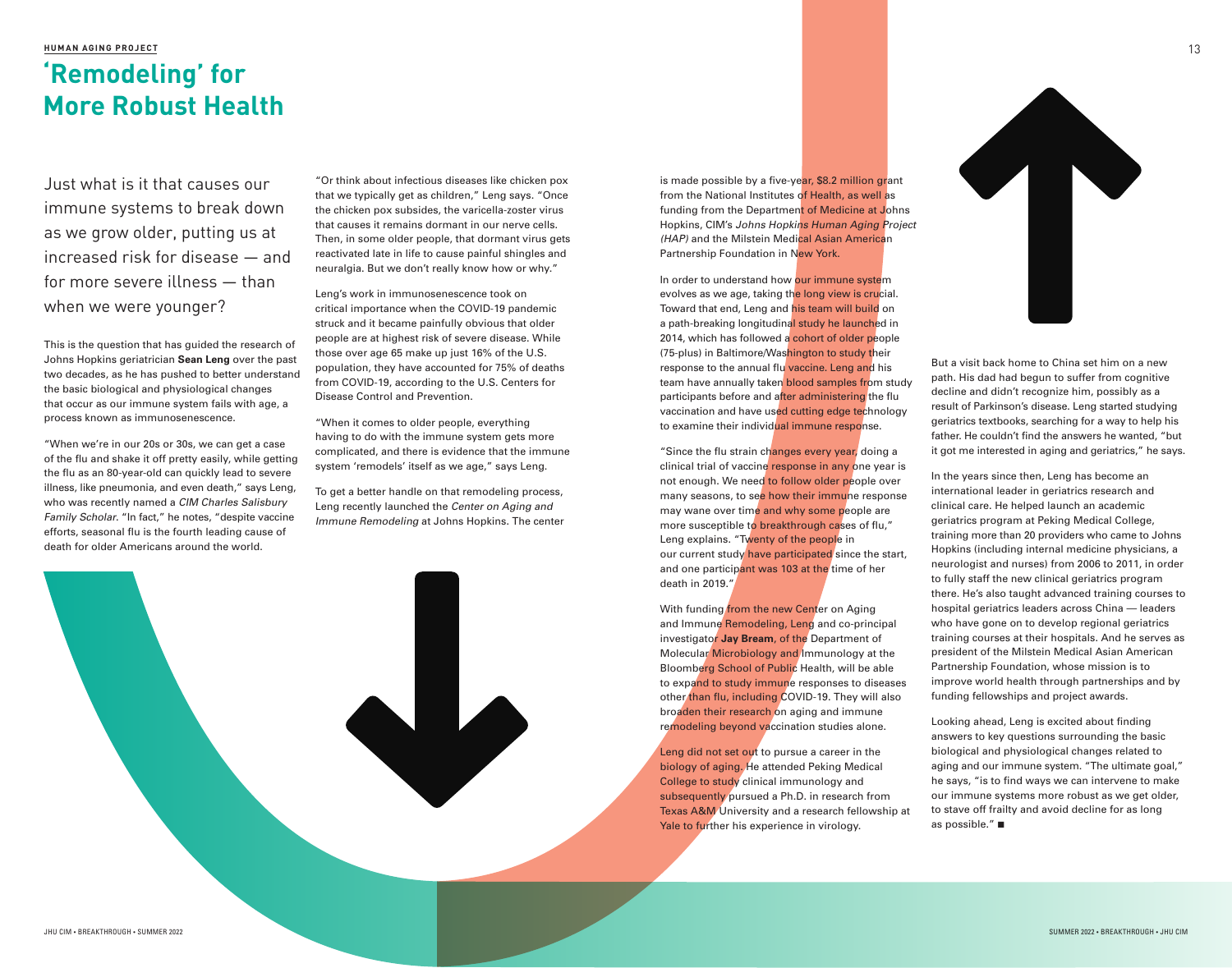HUMAN AGING PROJECT

# 'Remodeling' for More Robust Health

Just what is it that causes our immune systems to break down as we grow older, putting us at increased risk for disease — and for more severe illness — than when we were younger?

This is the question that has guided the research of Johns Hopkins geriatrician **Sean Leng** over the past two decades, as he has pushed to better understand the basic biological and physiological changes that occur as our immune system fails with age, a process known as immunosenescence.

"When we're in our 20s or 30s, we can get a case of the flu and shake it off pretty easily, while getting the flu as an 80-year-old can quickly lead to severe illness, like pneumonia, and even death," says Leng, who was recently named a *CIM Charles Salisbury Family Scholar*. "In fact," he notes, "despite vaccine efforts, seasonal flu is the fourth leading cause of death for older Americans around the world.

"Or think about infectious diseases like chicken pox that we typically get as children," Leng says. "Once the chicken pox subsides, the varicella-zoster virus that causes it remains dormant in our nerve cells. Then, in some older people, that dormant virus gets reactivated late in life to cause painful shingles and neuralgia. But we don't really know how or why."

Leng's work in immunosenescence took on critical importance when the COVID-19 pandemic struck and it became painfully obvious that older people are at highest risk of severe disease. While those over age 65 make up just 16% of the U.S. population, they have accounted for 75% of deaths from COVID-19, according to the U.S. Centers for Disease Control and Prevention.

"When it comes to older people, everything having to do with the immune system gets more complicated, and there is evidence that the immune system 'remodels' itself as we age," says Leng.

To get a better handle on that remodeling process, Leng recently launched the *Center on Aging and Immune Remodeling* at Johns Hopkins. The center is made possible by a five-year, $8.2 million grant from the National Institutes of Health, as well as funding from the Department of Medicine at Johns Hopkins, CIM's *Johns Hopkins Human Aging Project (HAP)* and the Milstein Medical Asian American Partnership Foundation in New York.

In order to understand how our immune system evolves as we age, taking the long view is crucial. Toward that end, Leng and his team will build on a path-breaking longitudinal study he launched in 2014, which has followed a cohort of older people (75-plus) in Baltimore/Washington to study their response to the annual flu vaccine. Leng and his team have annually taken blood samples from study participants before and after administering the flu vaccination and have used cutting edge technology to examine their individual immune response.

"Since the flu strain changes every year, doing a clinical trial of vaccine response in any one year is not enough. We need to follow older people over many seasons, to see how their immune response may wane over time and why some people are more susceptible to breakthrough cases of flu," Leng explains. "Twenty of the people in our current study have participated since the start, and one participant was 103 at the time of her death in 2019."

With funding from the new Center on Aging and Immune Remodeling, Leng and co-principal investigator **Jay Bream**, of the Department of Molecular Microbiology and Immunology at the Bloomberg School of Public Health, will be able to expand to study immune responses to diseases other than flu, including COVID-19. They will also broaden their research on aging and immune remodeling beyond vaccination studies alone.

Leng did not set out to pursue a career in the biology of aging. He attended Peking Medical College to study clinical immunology and subsequently pursued a Ph.D. in research from Texas A&M University and a research fellowship at Yale to further his experience in virology.

But a visit back home to China set him on a new path. His dad had begun to suffer from cognitive decline and didn't recognize him, possibly as a result of Parkinson's disease. Leng started studying geriatrics textbooks, searching for a way to help his father. He couldn't find the answers he wanted, "but it got me interested in aging and geriatrics," he says.

In the years since then, Leng has become an international leader in geriatrics research and clinical care. He helped launch an academic geriatrics program at Peking Medical College, training more than 20 providers who came to Johns Hopkins (including internal medicine physicians, a neurologist and nurses) from 2006 to 2011, in order to fully staff the new clinical geriatrics program there. He's also taught advanced training courses to hospital geriatrics leaders across China — leaders who have gone on to develop regional geriatrics training courses at their hospitals. And he serves as president of the Milstein Medical Asian American Partnership Foundation, whose mission is to improve world health through partnerships and by funding fellowships and project awards.

Looking ahead, Leng is excited about finding answers to key questions surrounding the basic biological and physiological changes related to aging and our immune system. "The ultimate goal," he says, "is to find ways we can intervene to make our immune systems more robust as we get older, to stave off frailty and avoid decline for as long as possible." ■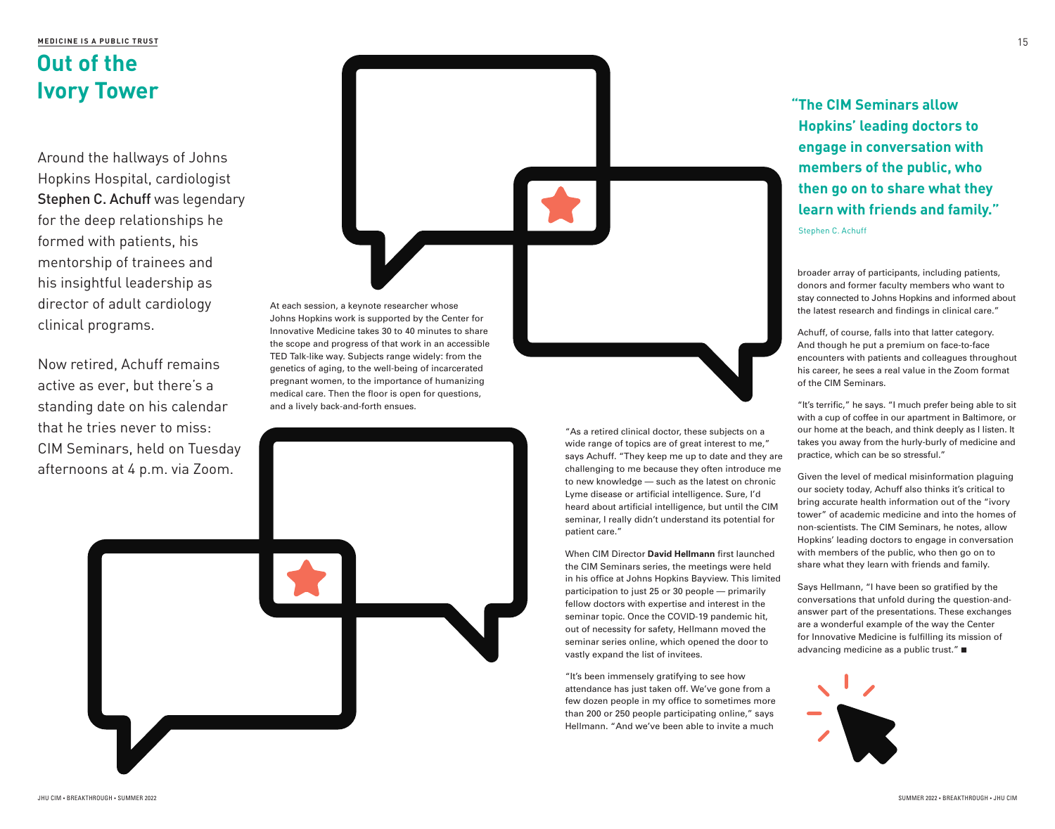MEDICINE IS A PUBLIC TRUST

# Out of the Ivory Tower

Around the hallways of Johns Hopkins Hospital, cardiologist Stephen C. Achuff was legendary for the deep relationships he formed with patients, his mentorship of trainees and his insightful leadership as director of adult cardiology clinical programs.

Now retired, Achuff remains active as ever, but there's a standing date on his calendar that he tries never to miss: CIM Seminars, held on Tuesday afternoons at 4 p.m. via Zoom.

At each session, a keynote researcher whose Johns Hopkins work is supported by the Center for Innovative Medicine takes 30 to 40 minutes to share the scope and progress of that work in an accessible TED Talk-like way. Subjects range widely: from the genetics of aging, to the well-being of incarcerated pregnant women, to the importance of humanizing medical care. Then the floor is open for questions, and a lively back-and-forth ensues.

"As a retired clinical doctor, these subjects on a wide range of topics are of great interest to me," says Achuff. "They keep me up to date and they are challenging to me because they often introduce me to new knowledge — such as the latest on chronic Lyme disease or artificial intelligence. Sure, I'd heard about artificial intelligence, but until the CIM seminar, I really didn't understand its potential for patient care."

When CIM Director **David Hellmann** first launched the CIM Seminars series, the meetings were held in his office at Johns Hopkins Bayview. This limited participation to just 25 or 30 people — primarily fellow doctors with expertise and interest in the seminar topic. Once the COVID-19 pandemic hit, out of necessity for safety, Hellmann moved the seminar series online, which opened the door to vastly expand the list of invitees.

"It's been immensely gratifying to see how attendance has just taken off. We've gone from a few dozen people in my office to sometimes more than 200 or 250 people participating online," says Hellmann. "And we've been able to invite a much broader array of participants, including patients, donors and former faculty members who want to stay connected to Johns Hopkins and informed about the latest research and findings in clinical care."

> **"The CIM Seminars allow Hopkins' leading doctors to engage in conversation with members of the public, who then go on to share what they learn with friends and family."**
>
> Stephen C. Achuff

Achuff, of course, falls into that latter category. And though he put a premium on face-to-face encounters with patients and colleagues throughout his career, he sees a real value in the Zoom format of the CIM Seminars.

"It's terrific," he says. "I much prefer being able to sit with a cup of coffee in our apartment in Baltimore, or our home at the beach, and think deeply as I listen. It takes you away from the hurly-burly of medicine and practice, which can be so stressful."

Given the level of medical misinformation plaguing our society today, Achuff also thinks it's critical to bring accurate health information out of the "ivory tower" of academic medicine and into the homes of non-scientists. The CIM Seminars, he notes, allow Hopkins' leading doctors to engage in conversation with members of the public, who then go on to share what they learn with friends and family.

Says Hellmann, "I have been so gratified by the conversations that unfold during the question-and-answer part of the presentations. These exchanges are a wonderful example of the way the Center for Innovative Medicine is fulfilling its mission of advancing medicine as a public trust." ■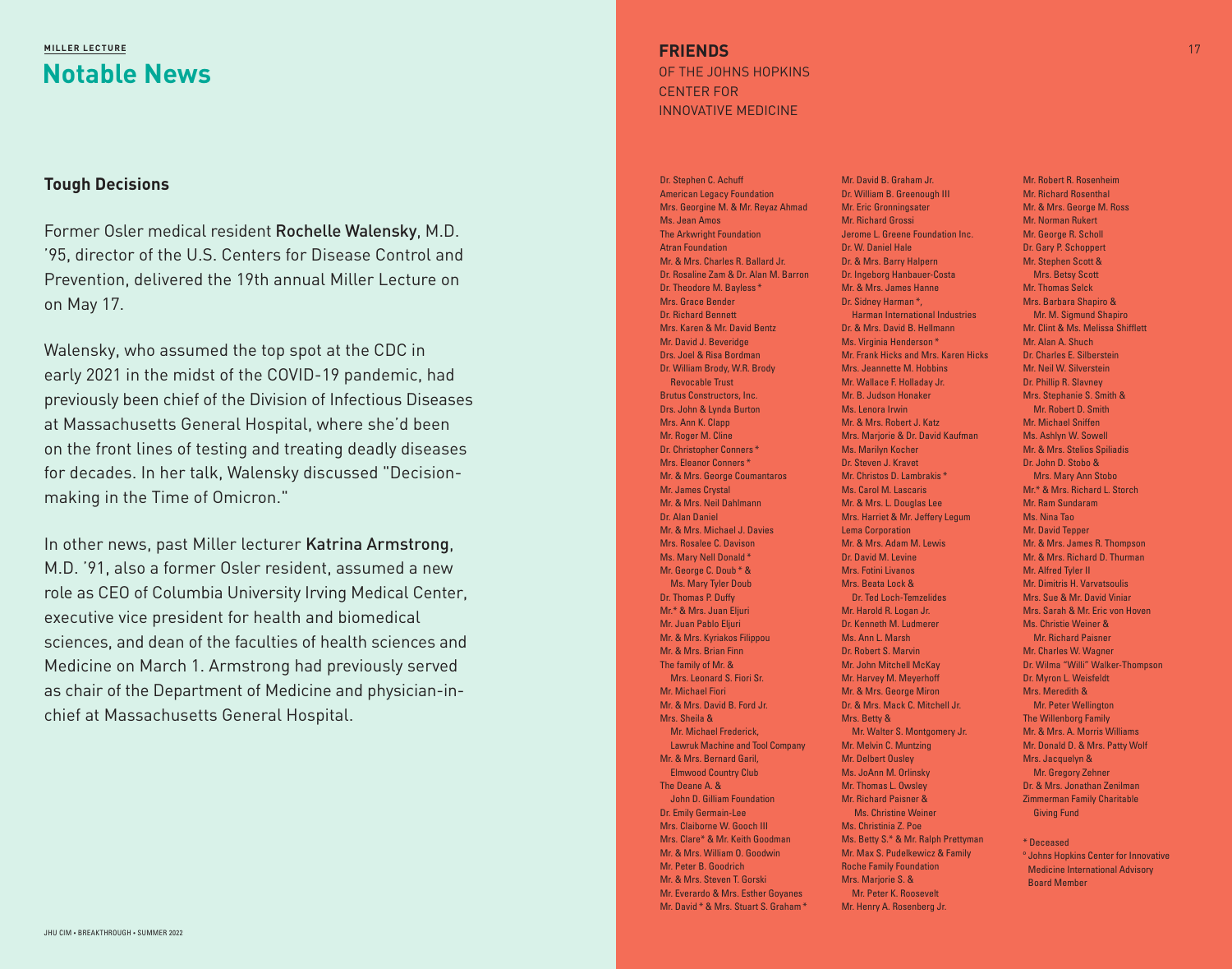MILLER LECTURE

# Notable News

## Tough Decisions

Former Osler medical resident **Rochelle Walensky**, M.D. '95, director of the U.S. Centers for Disease Control and Prevention, delivered the 19th annual Miller Lecture on on May 17.

Walensky, who assumed the top spot at the CDC in early 2021 in the midst of the COVID-19 pandemic, had previously been chief of the Division of Infectious Diseases at Massachusetts General Hospital, where she'd been on the front lines of testing and treating deadly diseases for decades. In her talk, Walensky discussed "Decision-making in the Time of Omicron."

In other news, past Miller lecturer **Katrina Armstrong**, M.D. '91, also a former Osler resident, assumed a new role as CEO of Columbia University Irving Medical Center, executive vice president for health and biomedical sciences, and dean of the faculties of health sciences and Medicine on March 1. Armstrong had previously served as chair of the Department of Medicine and physician-in-chief at Massachusetts General Hospital.

## FRIENDS OF THE JOHNS HOPKINS CENTER FOR INNOVATIVE MEDICINE

Dr. Stephen C. Achuff
American Legacy Foundation
Mrs. Georgine M. & Mr. Reyaz Ahmad
Ms. Jean Amos
The Arkwright Foundation
Atran Foundation
Mr. & Mrs. Charles R. Ballard Jr.
Dr. Rosaline Zam & Dr. Alan M. Barron
Dr. Theodore M. Bayless *
Mrs. Grace Bender
Dr. Richard Bennett
Mrs. Karen & Mr. David Bentz
Mr. David J. Beveridge
Drs. Joel & Risa Bordman
Dr. William Brody, W.R. Brody Revocable Trust
Brutus Constructors, Inc.
Drs. John & Lynda Burton
Mrs. Ann K. Clapp
Mr. Roger M. Cline
Dr. Christopher Conners *
Mrs. Eleanor Conners *
Mr. & Mrs. George Coumantaros
Mr. James Crystal
Mr. & Mrs. Neil Dahlmann
Dr. Alan Daniel
Mr. & Mrs. Michael J. Davies
Mrs. Rosalee C. Davison
Ms. Mary Nell Donald *
Mr. George C. Doub * & Ms. Mary Tyler Doub
Dr. Thomas P. Duffy
Mr.* & Mrs. Juan Eljuri
Mr. Juan Pablo Eljuri
Mr. & Mrs. Kyriakos Filippou
Mr. & Mrs. Brian Finn
The family of Mr. & Mrs. Leonard S. Fiori Sr.
Mr. Michael Fiori
Mr. & Mrs. David B. Ford Jr.
Mrs. Sheila & Mr. Michael Frederick, Lawruk Machine and Tool Company
Mr. & Mrs. Bernard Garil, Elmwood Country Club
The Deane A. & John D. Gilliam Foundation
Dr. Emily Germain-Lee
Mrs. Claiborne W. Gooch III
Mrs. Clare* & Mr. Keith Goodman
Mr. & Mrs. William O. Goodwin
Mr. Peter B. Goodrich
Mr. & Mrs. Steven T. Gorski
Mr. Everardo & Mrs. Esther Goyanes
Mr. David * & Mrs. Stuart S. Graham *
Mr. David B. Graham Jr.
Dr. William B. Greenough III
Mr. Eric Gronningsater
Mr. Richard Grossi
Jerome L. Greene Foundation Inc.
Dr. W. Daniel Hale
Dr. & Mrs. Barry Halpern
Dr. Ingeborg Hanbauer-Costa
Mr. & Mrs. James Hanne
Dr. Sidney Harman *, Harman International Industries
Dr. & Mrs. David B. Hellmann
Ms. Virginia Henderson *
Mr. Frank Hicks and Mrs. Karen Hicks
Mrs. Jeannette M. Hobbins
Mr. Wallace F. Holladay Jr.
Mr. B. Judson Honaker
Ms. Lenora Irwin
Mr. & Mrs. Robert J. Katz
Mrs. Marjorie & Dr. David Kaufman
Ms. Marilyn Kocher
Dr. Steven J. Kravet
Mr. Christos D. Lambrakis *
Ms. Carol M. Lascaris
Mr. & Mrs. L. Douglas Lee
Mrs. Harriet & Mr. Jeffery Legum
Lema Corporation
Mr. & Mrs. Adam M. Lewis
Dr. David M. Levine
Mrs. Fotini Livanos
Mrs. Beata Lock & Dr. Ted Loch-Temzelides
Mr. Harold R. Logan Jr.
Dr. Kenneth M. Ludmerer
Ms. Ann L. Marsh
Dr. Robert S. Marvin
Mr. John Mitchell McKay
Mr. Harvey M. Meyerhoff
Mr. & Mrs. George Miron
Dr. & Mrs. Mack C. Mitchell Jr.
Mrs. Betty & Mr. Walter S. Montgomery Jr.
Mr. Melvin C. Muntzing
Mr. Delbert Ousley
Ms. JoAnn M. Orlinsky
Mr. Thomas L. Owsley
Mr. Richard Paisner & Ms. Christine Weiner
Ms. Christinia Z. Poe
Ms. Betty S.* & Mr. Ralph Prettyman
Mr. Max S. Pudelkewicz & Family
Roche Family Foundation
Mrs. Marjorie S. & Mr. Peter K. Roosevelt
Mr. Henry A. Rosenberg Jr.
Mr. Robert R. Rosenheim
Mr. Richard Rosenthal
Mr. & Mrs. George M. Ross
Mr. Norman Rukert
Mr. George R. Scholl
Dr. Gary P. Schoppert
Mr. Stephen Scott & Mrs. Betsy Scott
Mr. Thomas Selck
Mrs. Barbara Shapiro & Mr. M. Sigmund Shapiro
Mr. Clint & Ms. Melissa Shifflett
Mr. Alan A. Shuch
Dr. Charles E. Silberstein
Mr. Neil W. Silverstein
Dr. Phillip R. Slavney
Mrs. Stephanie S. Smith & Mr. Robert D. Smith
Mr. Michael Sniffen
Ms. Ashlyn W. Sowell
Mr. & Mrs. Stelios Spiliadis
Dr. John D. Stobo & Mrs. Mary Ann Stobo
Mr.* & Mrs. Richard L. Storch
Mr. Ram Sundaram
Ms. Nina Tao
Mr. David Tepper
Mr. & Mrs. James R. Thompson
Mr. & Mrs. Richard D. Thurman
Mr. Alfred Tyler II
Mr. Dimitris H. Varvatsoulis
Mrs. Sue & Mr. David Viniar
Mrs. Sarah & Mr. Eric von Hoven
Ms. Christie Weiner & Mr. Richard Paisner
Mr. Charles W. Wagner
Dr. Wilma "Willi" Walker-Thompson
Dr. Myron L. Weisfeldt
Mrs. Meredith & Mr. Peter Wellington
The Willenborg Family
Mr. & Mrs. A. Morris Williams
Mr. Donald D. & Mrs. Patty Wolf
Mrs. Jacquelyn & Mr. Gregory Zehner
Dr. & Mrs. Jonathan Zenilman
Zimmerman Family Charitable Giving Fund

* Deceased

° Johns Hopkins Center for Innovative Medicine International Advisory Board Member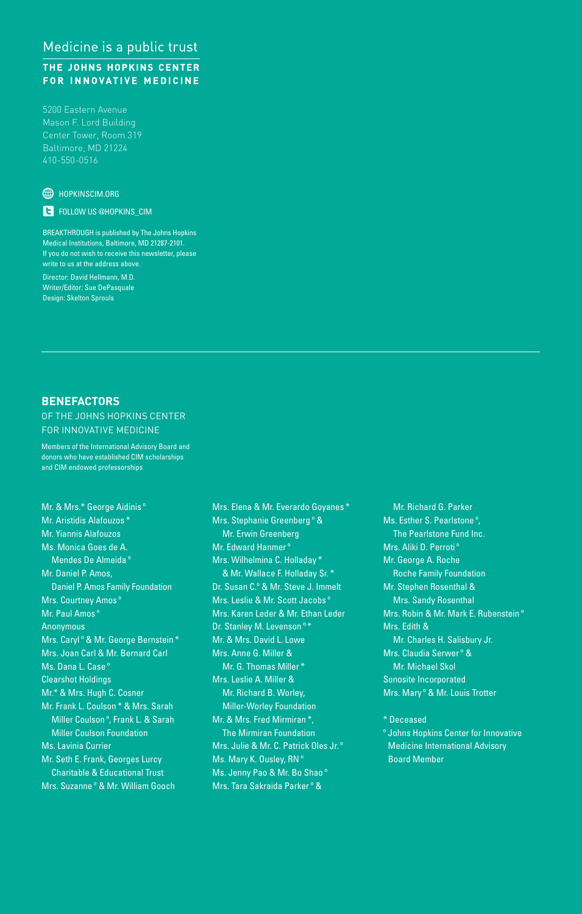Medicine is a public trust

**THE JOHNS HOPKINS CENTER FOR INNOVATIVE MEDICINE**

5200 Eastern Avenue
Mason F. Lord Building
Center Tower, Room 319
Baltimore, MD 21224
410-550-0516

HOPKINSCIM.ORG

FOLLOW US @HOPKINS_CIM

BREAKTHROUGH is published by The Johns Hopkins Medical Institutions, Baltimore, MD 21287-2101. If you do not wish to receive this newsletter, please write to us at the address above.

Director: David Hellmann, M.D.
Writer/Editor: Sue DePasquale
Design: Skelton Sprouls

---

## BENEFACTORS

OF THE JOHNS HOPKINS CENTER FOR INNOVATIVE MEDICINE

Members of the International Advisory Board and donors who have established CIM scholarships and CIM endowed professorships

Mr. & Mrs.* George Aidinis °
Mr. Aristidis Alafouzos *
Mr. Yiannis Alafouzos
Ms. Monica Goes de A. Mendes De Almeida °
Mr. Daniel P. Amos, Daniel P. Amos Family Foundation
Mrs. Courtney Amos °
Mr. Paul Amos °
Anonymous
Mrs. Caryl ° & Mr. George Bernstein *
Mrs. Joan Carl & Mr. Bernard Carl
Ms. Dana L. Case °
Clearshot Holdings
Mr.* & Mrs. Hugh C. Cosner
Mr. Frank L. Coulson * & Mrs. Sarah Miller Coulson °, Frank L. & Sarah Miller Coulson Foundation
Ms. Lavinia Currier
Mr. Seth E. Frank, Georges Lurcy Charitable & Educational Trust
Mrs. Suzanne ° & Mr. William Gooch
Mrs. Elena & Mr. Everardo Goyanes *
Mrs. Stephanie Greenberg ° & Mr. Erwin Greenberg
Mr. Edward Hanmer °
Mrs. Wilhelmina C. Holladay * & Mr. Wallace F. Holladay Sr. *
Dr. Susan C.° & Mr. Steve J. Immelt
Mrs. Leslie & Mr. Scott Jacobs °
Mrs. Karen Leder & Mr. Ethan Leder
Dr. Stanley M. Levenson ° *
Mr. & Mrs. David L. Lowe
Mrs. Anne G. Miller & Mr. G. Thomas Miller *
Mrs. Leslie A. Miller & Mr. Richard B. Worley, Miller-Worley Foundation
Mr. & Mrs. Fred Mirmiran *, The Mirmiran Foundation
Mrs. Julie & Mr. C. Patrick Oles Jr. °
Ms. Mary K. Ousley, RN °
Ms. Jenny Pao & Mr. Bo Shao °
Mrs. Tara Sakraida Parker ° & Mr. Richard G. Parker
Ms. Esther S. Pearlstone °, The Pearlstone Fund Inc.
Mrs. Aliki D. Perroti °
Mr. George A. Roche, Roche Family Foundation
Mr. Stephen Rosenthal & Mrs. Sandy Rosenthal
Mrs. Robin & Mr. Mark E. Rubenstein °
Mrs. Edith & Mr. Charles H. Salisbury Jr.
Mrs. Claudia Serwer ° & Mr. Michael Skol
Sonosite Incorporated
Mrs. Mary ° & Mr. Louis Trotter

* Deceased
° Johns Hopkins Center for Innovative Medicine International Advisory Board Member